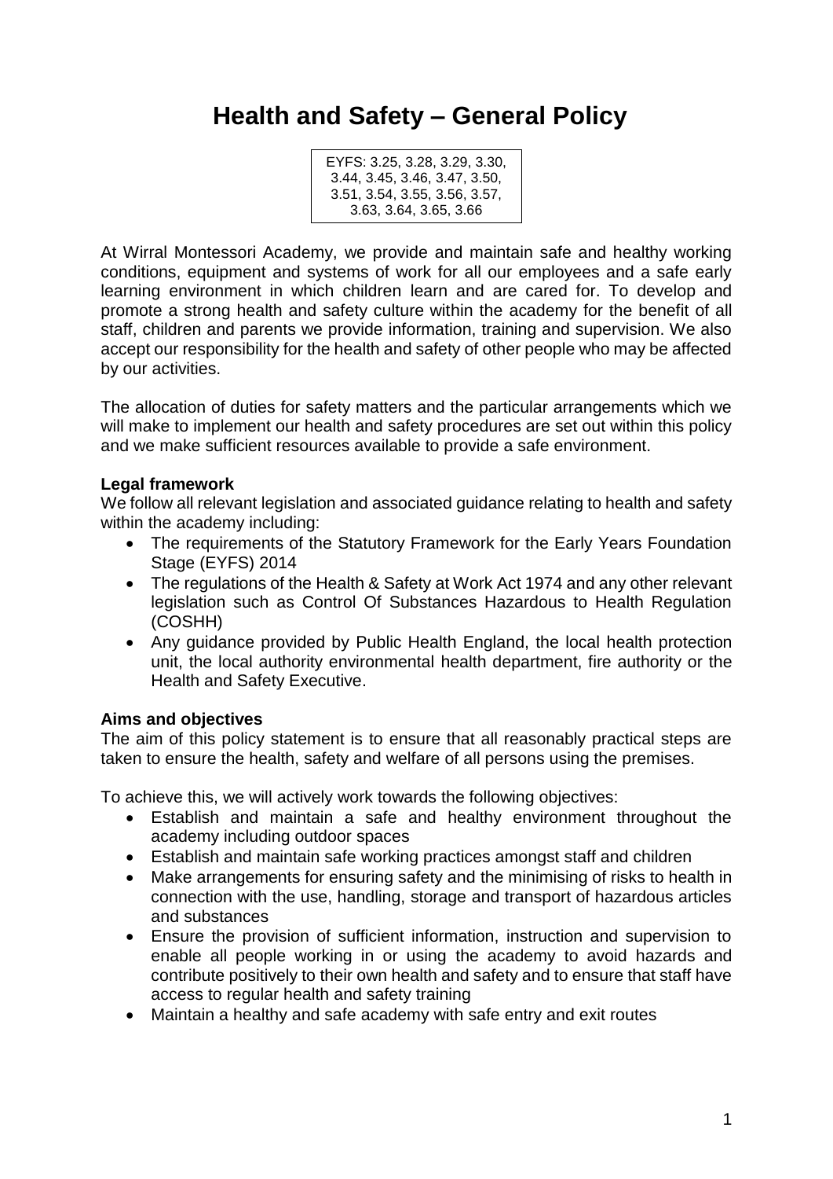# Health and Safety – General Policy

EYFS: 3.25, 3.28, 3.29, 3.30, 3.44, 3.45, 3.46, 3.47, 3.50, 3.51, 3.54, 3.55, 3.56, 3.57, 3.63, 3.64, 3.65, 3.66

At Wirral Montessori Academy, we provide and maintain safe and healthy working conditions, equipment and systems of work for all our employees and a safe early learning environment in which children learn and are cared for. To develop and promote a strong health and safety culture within the academy for the benefit of all staff, children and parents we provide information, training and supervision. We also accept our responsibility for the health and safety of other people who may be affected by our activities.

The allocation of duties for safety matters and the particular arrangements which we will make to implement our health and safety procedures are set out within this policy and we make sufficient resources available to provide a safe environment.

**Legal framework**

We follow all relevant legislation and associated guidance relating to health and safety within the academy including:

- The requirements of the Statutory Framework for the Early Years Foundation Stage (EYFS) 2014
- The regulations of the Health & Safety at Work Act 1974 and any other relevant legislation such as Control Of Substances Hazardous to Health Regulation (COSHH)
- Any guidance provided by Public Health England, the local health protection unit, the local authority environmental health department, fire authority or the Health and Safety Executive.

**Aims and objectives**

The aim of this policy statement is to ensure that all reasonably practical steps are taken to ensure the health, safety and welfare of all persons using the premises.

To achieve this, we will actively work towards the following objectives:

- Establish and maintain a safe and healthy environment throughout the academy including outdoor spaces
- Establish and maintain safe working practices amongst staff and children
- Make arrangements for ensuring safety and the minimising of risks to health in connection with the use, handling, storage and transport of hazardous articles and substances
- Ensure the provision of sufficient information, instruction and supervision to enable all people working in or using the academy to avoid hazards and contribute positively to their own health and safety and to ensure that staff have access to regular health and safety training
- Maintain a healthy and safe academy with safe entry and exit routes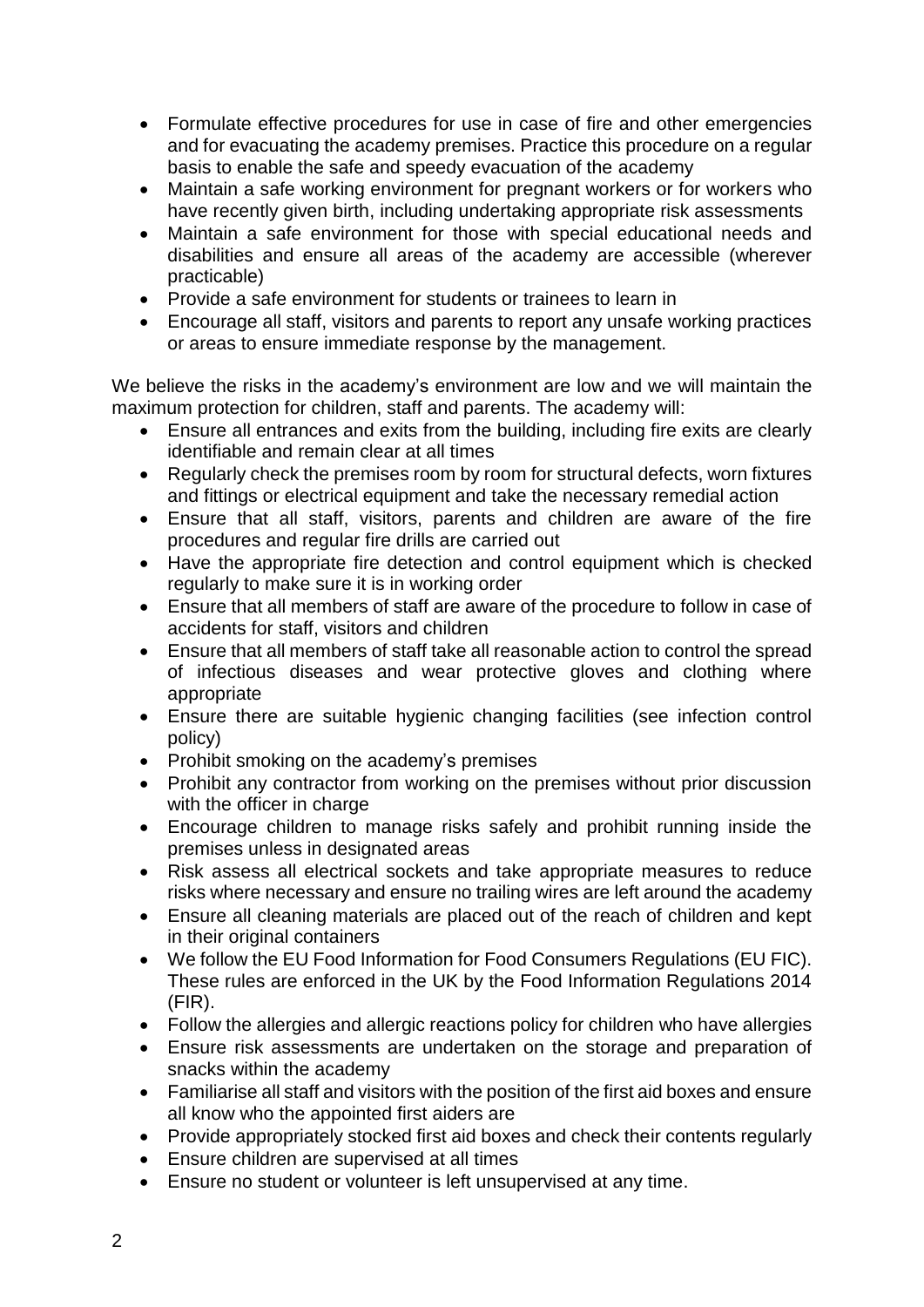- Formulate effective procedures for use in case of fire and other emergencies and for evacuating the academy premises. Practice this procedure on a regular basis to enable the safe and speedy evacuation of the academy
- Maintain a safe working environment for pregnant workers or for workers who have recently given birth, including undertaking appropriate risk assessments
- Maintain a safe environment for those with special educational needs and disabilities and ensure all areas of the academy are accessible (wherever practicable)
- Provide a safe environment for students or trainees to learn in
- Encourage all staff, visitors and parents to report any unsafe working practices or areas to ensure immediate response by the management.

We believe the risks in the academy's environment are low and we will maintain the maximum protection for children, staff and parents. The academy will:

- Ensure all entrances and exits from the building, including fire exits are clearly identifiable and remain clear at all times
- Regularly check the premises room by room for structural defects, worn fixtures and fittings or electrical equipment and take the necessary remedial action
- Ensure that all staff, visitors, parents and children are aware of the fire procedures and regular fire drills are carried out
- Have the appropriate fire detection and control equipment which is checked regularly to make sure it is in working order
- Ensure that all members of staff are aware of the procedure to follow in case of accidents for staff, visitors and children
- Ensure that all members of staff take all reasonable action to control the spread of infectious diseases and wear protective gloves and clothing where appropriate
- Ensure there are suitable hygienic changing facilities (see infection control policy)
- Prohibit smoking on the academy's premises
- Prohibit any contractor from working on the premises without prior discussion with the officer in charge
- Encourage children to manage risks safely and prohibit running inside the premises unless in designated areas
- Risk assess all electrical sockets and take appropriate measures to reduce risks where necessary and ensure no trailing wires are left around the academy
- Ensure all cleaning materials are placed out of the reach of children and kept in their original containers
- We follow the EU Food Information for Food Consumers Regulations (EU FIC). These rules are enforced in the UK by the Food Information Regulations 2014 (FIR).
- Follow the allergies and allergic reactions policy for children who have allergies
- Ensure risk assessments are undertaken on the storage and preparation of snacks within the academy
- Familiarise all staff and visitors with the position of the first aid boxes and ensure all know who the appointed first aiders are
- Provide appropriately stocked first aid boxes and check their contents regularly
- Ensure children are supervised at all times
- Ensure no student or volunteer is left unsupervised at any time.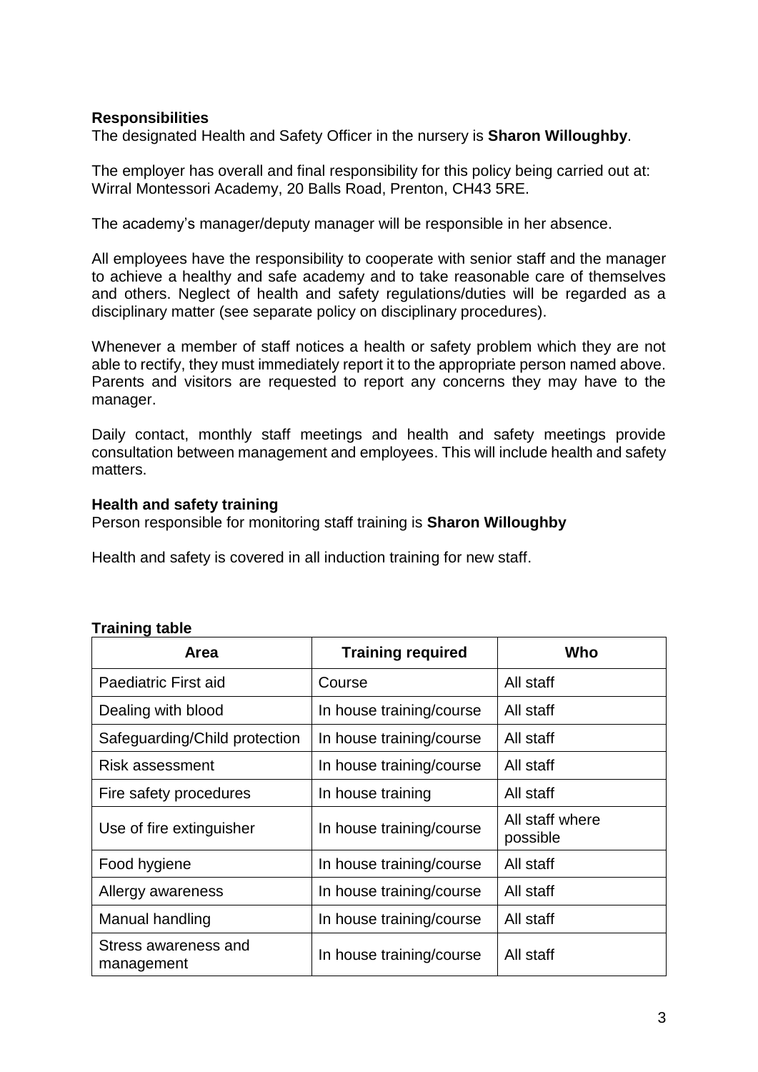**Responsibilities**

The designated Health and Safety Officer in the nursery is **Sharon Willoughby**.

The employer has overall and final responsibility for this policy being carried out at: Wirral Montessori Academy, 20 Balls Road, Prenton, CH43 5RE.

The academy's manager/deputy manager will be responsible in her absence.

All employees have the responsibility to cooperate with senior staff and the manager to achieve a healthy and safe academy and to take reasonable care of themselves and others. Neglect of health and safety regulations/duties will be regarded as a disciplinary matter (see separate policy on disciplinary procedures).

Whenever a member of staff notices a health or safety problem which they are not able to rectify, they must immediately report it to the appropriate person named above. Parents and visitors are requested to report any concerns they may have to the manager.

Daily contact, monthly staff meetings and health and safety meetings provide consultation between management and employees. This will include health and safety matters.

**Health and safety training**

Person responsible for monitoring staff training is **Sharon Willoughby**

Health and safety is covered in all induction training for new staff.

**Training table**

| Area | Training required | Who |
|---|---|---|
| Paediatric First aid | Course | All staff |
| Dealing with blood | In house training/course | All staff |
| Safeguarding/Child protection | In house training/course | All staff |
| Risk assessment | In house training/course | All staff |
| Fire safety procedures | In house training | All staff |
| Use of fire extinguisher | In house training/course | All staff where possible |
| Food hygiene | In house training/course | All staff |
| Allergy awareness | In house training/course | All staff |
| Manual handling | In house training/course | All staff |
| Stress awareness and management | In house training/course | All staff |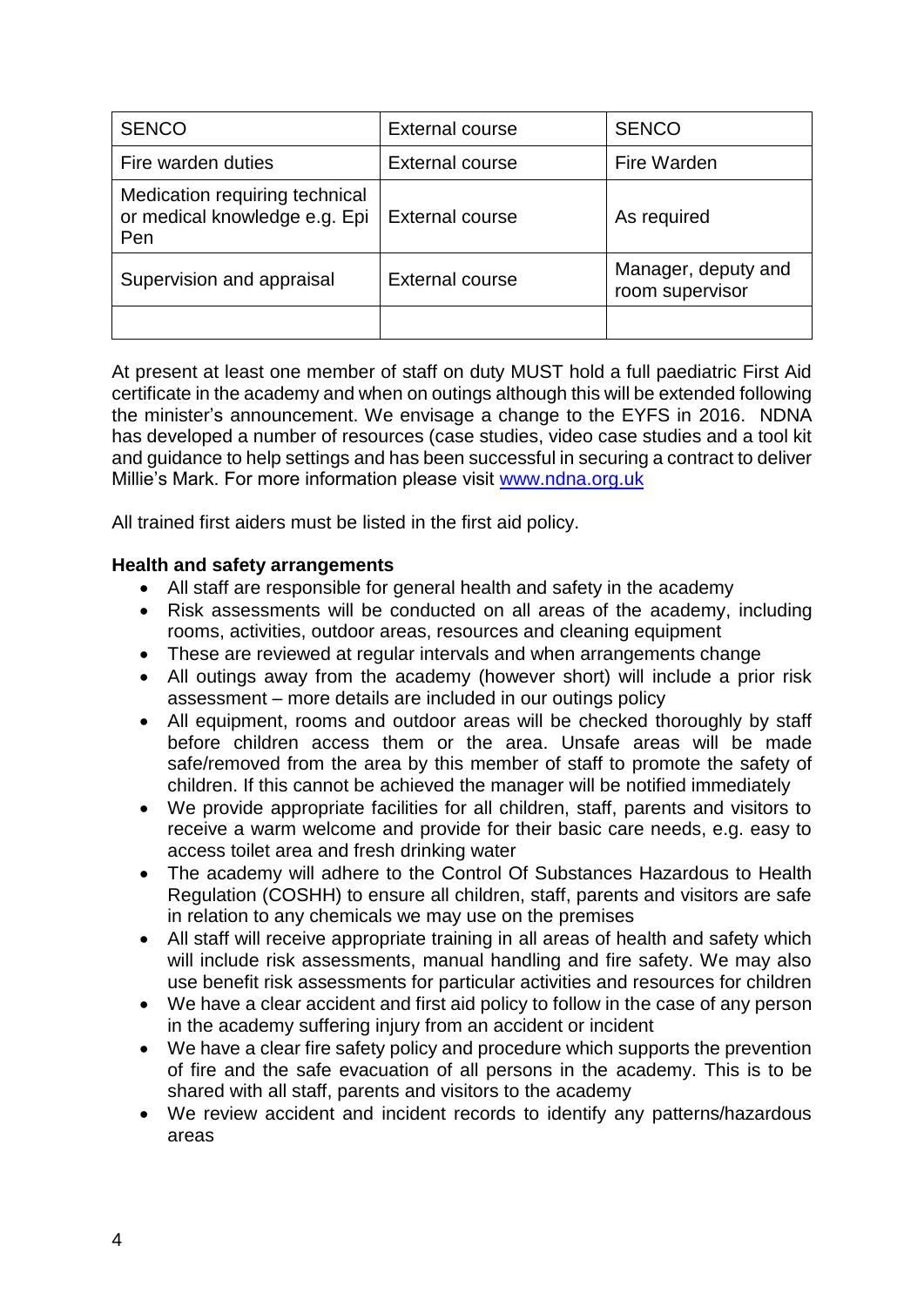| | | |
|---|---|---|
| SENCO | External course | SENCO |
| Fire warden duties | External course | Fire Warden |
| Medication requiring technical or medical knowledge e.g. Epi Pen | External course | As required |
| Supervision and appraisal | External course | Manager, deputy and room supervisor |
| | | |

At present at least one member of staff on duty MUST hold a full paediatric First Aid certificate in the academy and when on outings although this will be extended following the minister's announcement. We envisage a change to the EYFS in 2016. NDNA has developed a number of resources (case studies, video case studies and a tool kit and guidance to help settings and has been successful in securing a contract to deliver Millie's Mark. For more information please visit [www.ndna.org.uk](www.ndna.org.uk)

All trained first aiders must be listed in the first aid policy.

**Health and safety arrangements**

- All staff are responsible for general health and safety in the academy
- Risk assessments will be conducted on all areas of the academy, including rooms, activities, outdoor areas, resources and cleaning equipment
- These are reviewed at regular intervals and when arrangements change
- All outings away from the academy (however short) will include a prior risk assessment – more details are included in our outings policy
- All equipment, rooms and outdoor areas will be checked thoroughly by staff before children access them or the area. Unsafe areas will be made safe/removed from the area by this member of staff to promote the safety of children. If this cannot be achieved the manager will be notified immediately
- We provide appropriate facilities for all children, staff, parents and visitors to receive a warm welcome and provide for their basic care needs, e.g. easy to access toilet area and fresh drinking water
- The academy will adhere to the Control Of Substances Hazardous to Health Regulation (COSHH) to ensure all children, staff, parents and visitors are safe in relation to any chemicals we may use on the premises
- All staff will receive appropriate training in all areas of health and safety which will include risk assessments, manual handling and fire safety. We may also use benefit risk assessments for particular activities and resources for children
- We have a clear accident and first aid policy to follow in the case of any person in the academy suffering injury from an accident or incident
- We have a clear fire safety policy and procedure which supports the prevention of fire and the safe evacuation of all persons in the academy. This is to be shared with all staff, parents and visitors to the academy
- We review accident and incident records to identify any patterns/hazardous areas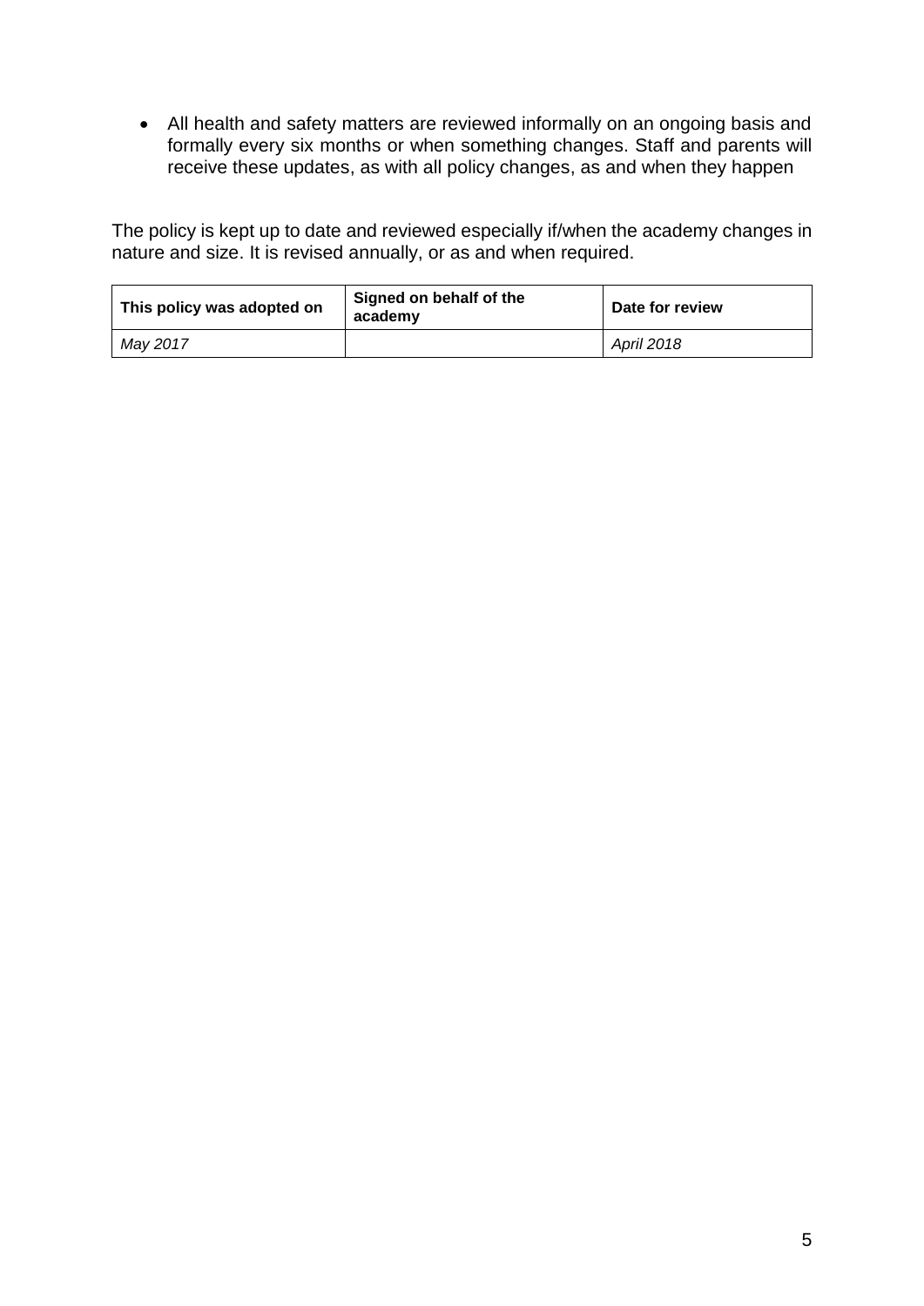- All health and safety matters are reviewed informally on an ongoing basis and formally every six months or when something changes. Staff and parents will receive these updates, as with all policy changes, as and when they happen

The policy is kept up to date and reviewed especially if/when the academy changes in nature and size. It is revised annually, or as and when required.

| **This policy was adopted on** | **Signed on behalf of the academy** | **Date for review** |
|---|---|---|
| *May 2017* | | *April 2018* |